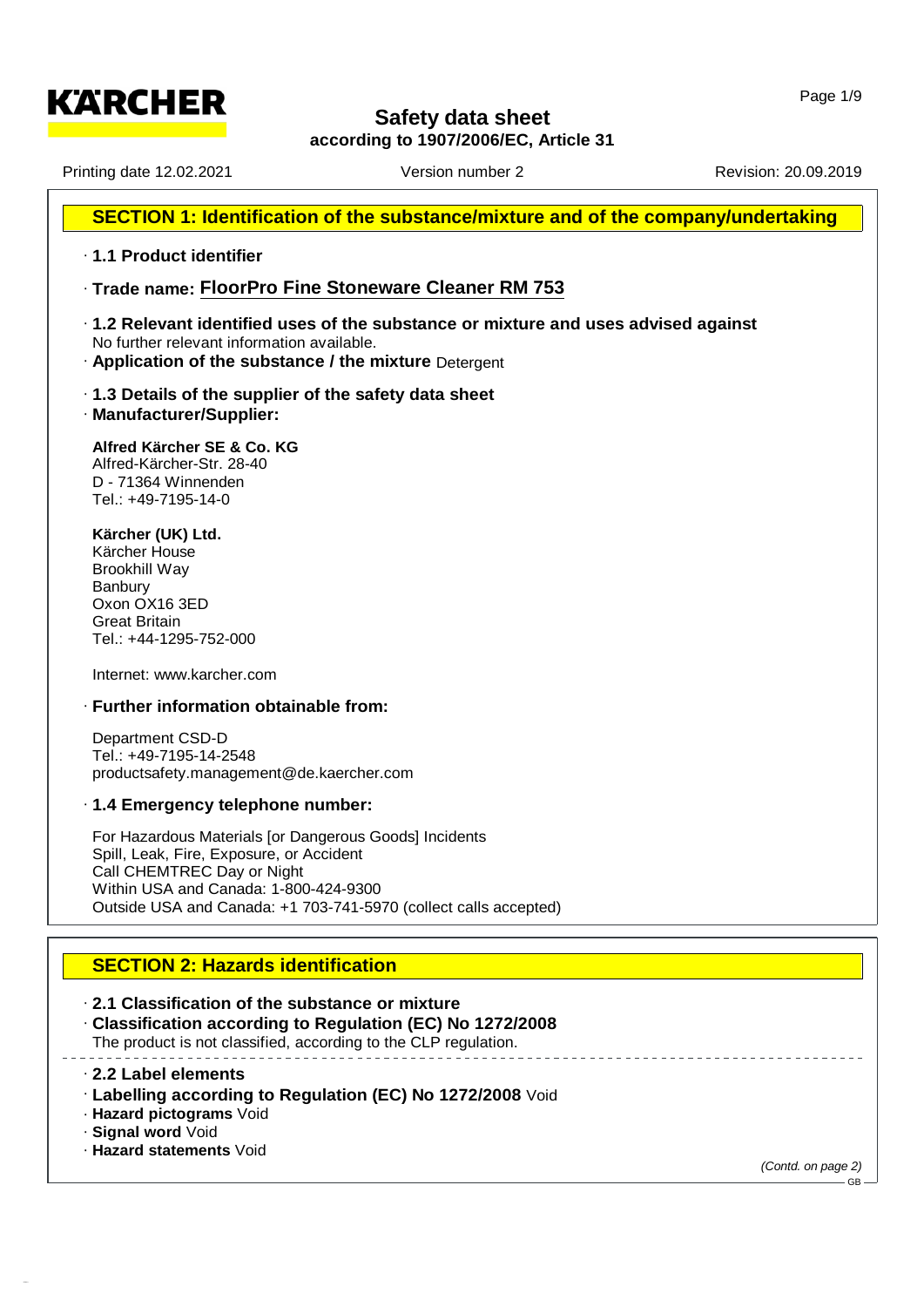# Safety data sheet
**according to 1907/2006/EC, Article 31**

Printing date 12.02.2021 | Version number 2 | Revision: 20.09.2019

## SECTION 1: Identification of the substance/mixture and of the company/undertaking

· **1.1 Product identifier**

· **Trade name: FloorPro Fine Stoneware Cleaner RM 753**

· **1.2 Relevant identified uses of the substance or mixture and uses advised against**
No further relevant information available.
· **Application of the substance / the mixture** Detergent

· **1.3 Details of the supplier of the safety data sheet**
· **Manufacturer/Supplier:**

**Alfred Kärcher SE & Co. KG**
Alfred-Kärcher-Str. 28-40
D - 71364 Winnenden
Tel.: +49-7195-14-0

**Kärcher (UK) Ltd.**
Kärcher House
Brookhill Way
Banbury
Oxon OX16 3ED
Great Britain
Tel.: +44-1295-752-000

Internet: www.karcher.com

· **Further information obtainable from:**

Department CSD-D
Tel.: +49-7195-14-2548
productsafety.management@de.kaercher.com

· **1.4 Emergency telephone number:**

For Hazardous Materials [or Dangerous Goods] Incidents
Spill, Leak, Fire, Exposure, or Accident
Call CHEMTREC Day or Night
Within USA and Canada: 1-800-424-9300
Outside USA and Canada: +1 703-741-5970 (collect calls accepted)

## SECTION 2: Hazards identification

· **2.1 Classification of the substance or mixture**
· **Classification according to Regulation (EC) No 1272/2008**
The product is not classified, according to the CLP regulation.

· **2.2 Label elements**
· **Labelling according to Regulation (EC) No 1272/2008** Void
· **Hazard pictograms** Void
· **Signal word** Void
· **Hazard statements** Void

*(Contd. on page 2)*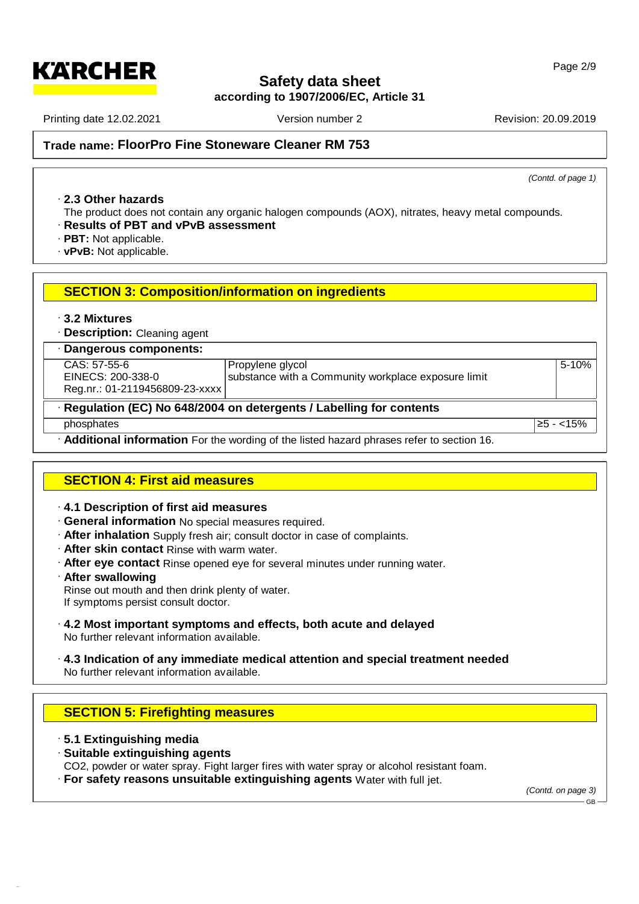**Trade name: FloorPro Fine Stoneware Cleaner RM 753**

*(Contd. of page 1)*

· **2.3 Other hazards**
The product does not contain any organic halogen compounds (AOX), nitrates, heavy metal compounds.
· **Results of PBT and vPvB assessment**
· **PBT:** Not applicable.
· **vPvB:** Not applicable.

## SECTION 3: Composition/information on ingredients

· **3.2 Mixtures**
· **Description:** Cleaning agent

· **Dangerous components:**

| | | |
|---|---|---|
| CAS: 57-55-6<br>EINECS: 200-338-0<br>Reg.nr.: 01-2119456809-23-xxxx | Propylene glycol<br>substance with a Community workplace exposure limit | 5-10% |

· **Regulation (EC) No 648/2004 on detergents / Labelling for contents**

| | |
|---|---|
| phosphates | ≥5 - <15% |

· **Additional information** For the wording of the listed hazard phrases refer to section 16.

## SECTION 4: First aid measures

· **4.1 Description of first aid measures**
· **General information** No special measures required.
· **After inhalation** Supply fresh air; consult doctor in case of complaints.
· **After skin contact** Rinse with warm water.
· **After eye contact** Rinse opened eye for several minutes under running water.
· **After swallowing**
Rinse out mouth and then drink plenty of water.
If symptoms persist consult doctor.

· **4.2 Most important symptoms and effects, both acute and delayed**
No further relevant information available.

· **4.3 Indication of any immediate medical attention and special treatment needed**
No further relevant information available.

## SECTION 5: Firefighting measures

· **5.1 Extinguishing media**
· **Suitable extinguishing agents**
$CO_2$, powder or water spray. Fight larger fires with water spray or alcohol resistant foam.
· **For safety reasons unsuitable extinguishing agents** Water with full jet.

*(Contd. on page 3)*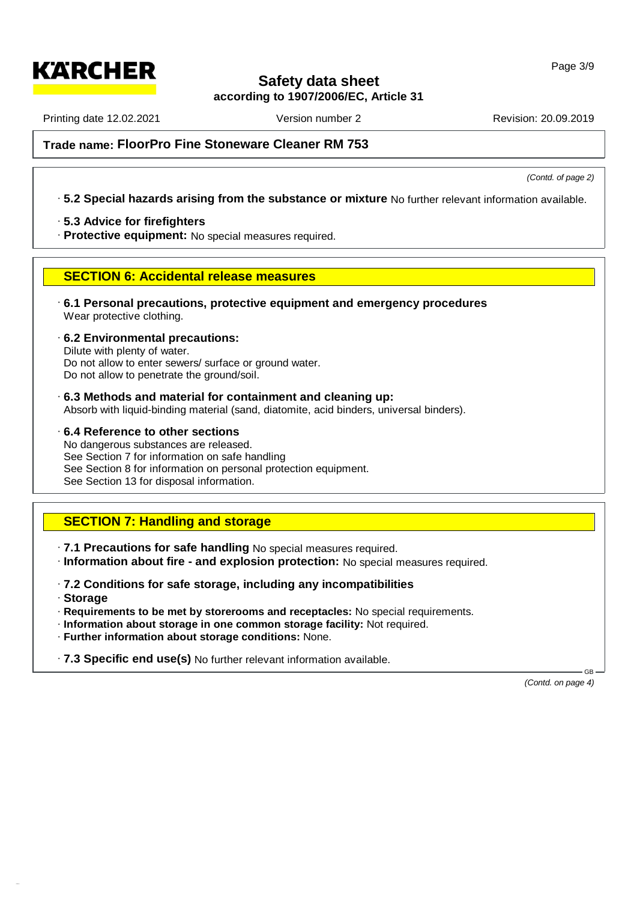*(Contd. of page 2)*

· **5.2 Special hazards arising from the substance or mixture** No further relevant information available.

· **5.3 Advice for firefighters**
· **Protective equipment:** No special measures required.

## SECTION 6: Accidental release measures

· **6.1 Personal precautions, protective equipment and emergency procedures**
Wear protective clothing.

· **6.2 Environmental precautions:**
Dilute with plenty of water.
Do not allow to enter sewers/ surface or ground water.
Do not allow to penetrate the ground/soil.

· **6.3 Methods and material for containment and cleaning up:**
Absorb with liquid-binding material (sand, diatomite, acid binders, universal binders).

· **6.4 Reference to other sections**
No dangerous substances are released.
See Section 7 for information on safe handling
See Section 8 for information on personal protection equipment.
See Section 13 for disposal information.

## SECTION 7: Handling and storage

· **7.1 Precautions for safe handling** No special measures required.
· **Information about fire - and explosion protection:** No special measures required.

· **7.2 Conditions for safe storage, including any incompatibilities**
· **Storage**
· **Requirements to be met by storerooms and receptacles:** No special requirements.
· **Information about storage in one common storage facility:** Not required.
· **Further information about storage conditions:** None.

· **7.3 Specific end use(s)** No further relevant information available.

*(Contd. on page 4)*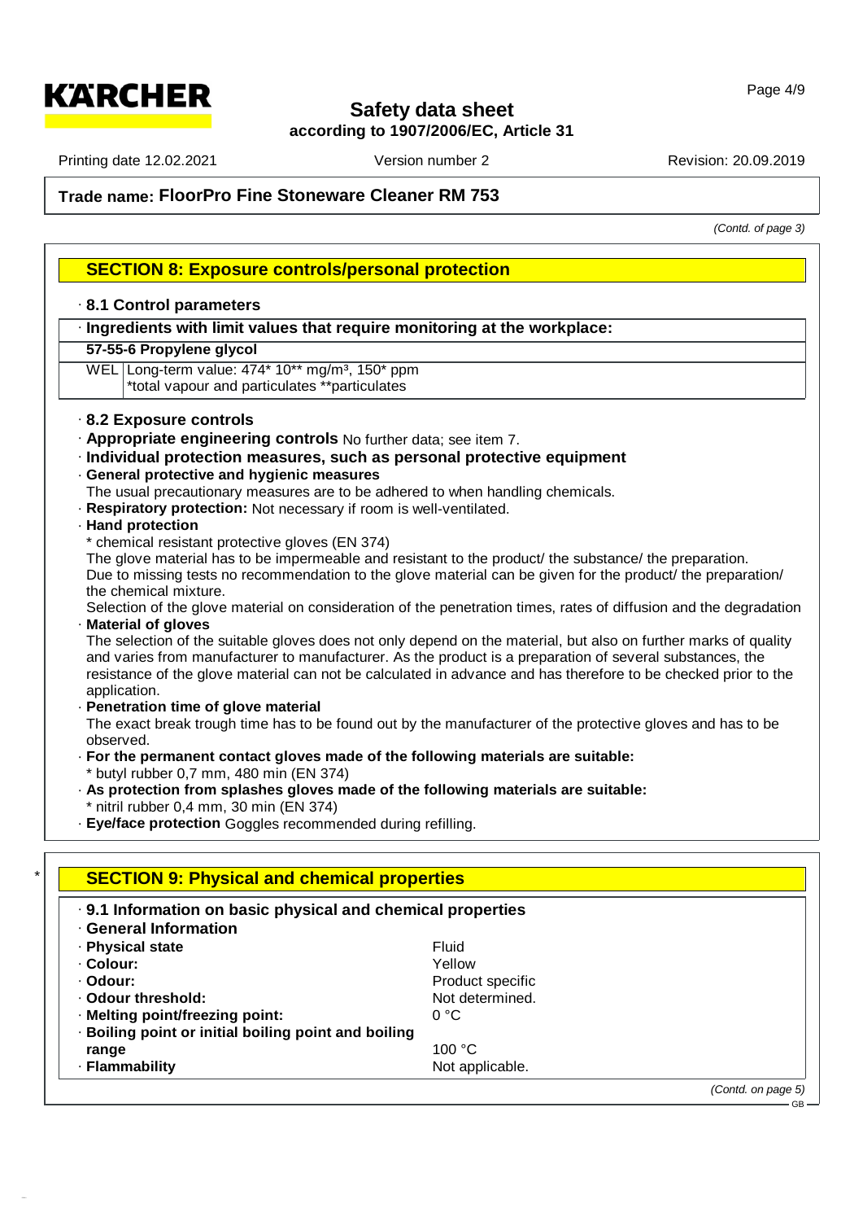## Trade name: FloorPro Fine Stoneware Cleaner RM 753

*(Contd. of page 3)*

### SECTION 8: Exposure controls/personal protection

· **8.1 Control parameters**

· **Ingredients with limit values that require monitoring at the workplace:**

| **57-55-6 Propylene glycol** | |
|---|---|
| WEL | Long-term value: 474* 10** mg/m³, 150* ppm<br>*total vapour and particulates **particulates |

· **8.2 Exposure controls**

· **Appropriate engineering controls** No further data; see item 7.

· **Individual protection measures, such as personal protective equipment**

· **General protective and hygienic measures**
The usual precautionary measures are to be adhered to when handling chemicals.

· **Respiratory protection:** Not necessary if room is well-ventilated.

· **Hand protection**
* chemical resistant protective gloves (EN 374)
The glove material has to be impermeable and resistant to the product/ the substance/ the preparation.
Due to missing tests no recommendation to the glove material can be given for the product/ the preparation/ the chemical mixture.
Selection of the glove material on consideration of the penetration times, rates of diffusion and the degradation

· **Material of gloves**
The selection of the suitable gloves does not only depend on the material, but also on further marks of quality and varies from manufacturer to manufacturer. As the product is a preparation of several substances, the resistance of the glove material can not be calculated in advance and has therefore to be checked prior to the application.

· **Penetration time of glove material**
The exact break trough time has to be found out by the manufacturer of the protective gloves and has to be observed.

· **For the permanent contact gloves made of the following materials are suitable:**
* butyl rubber 0,7 mm, 480 min (EN 374)

· **As protection from splashes gloves made of the following materials are suitable:**
* nitril rubber 0,4 mm, 30 min (EN 374)

· **Eye/face protection** Goggles recommended during refilling.

### * SECTION 9: Physical and chemical properties

· **9.1 Information on basic physical and chemical properties**

· **General Information**

| | |
|---|---|
| · **Physical state** | Fluid |
| · **Colour:** | Yellow |
| · **Odour:** | Product specific |
| · **Odour threshold:** | Not determined. |
| · **Melting point/freezing point:** | 0 °C |
| · **Boiling point or initial boiling point and boiling range** | 100 °C |
| · **Flammability** | Not applicable. |

*(Contd. on page 5)*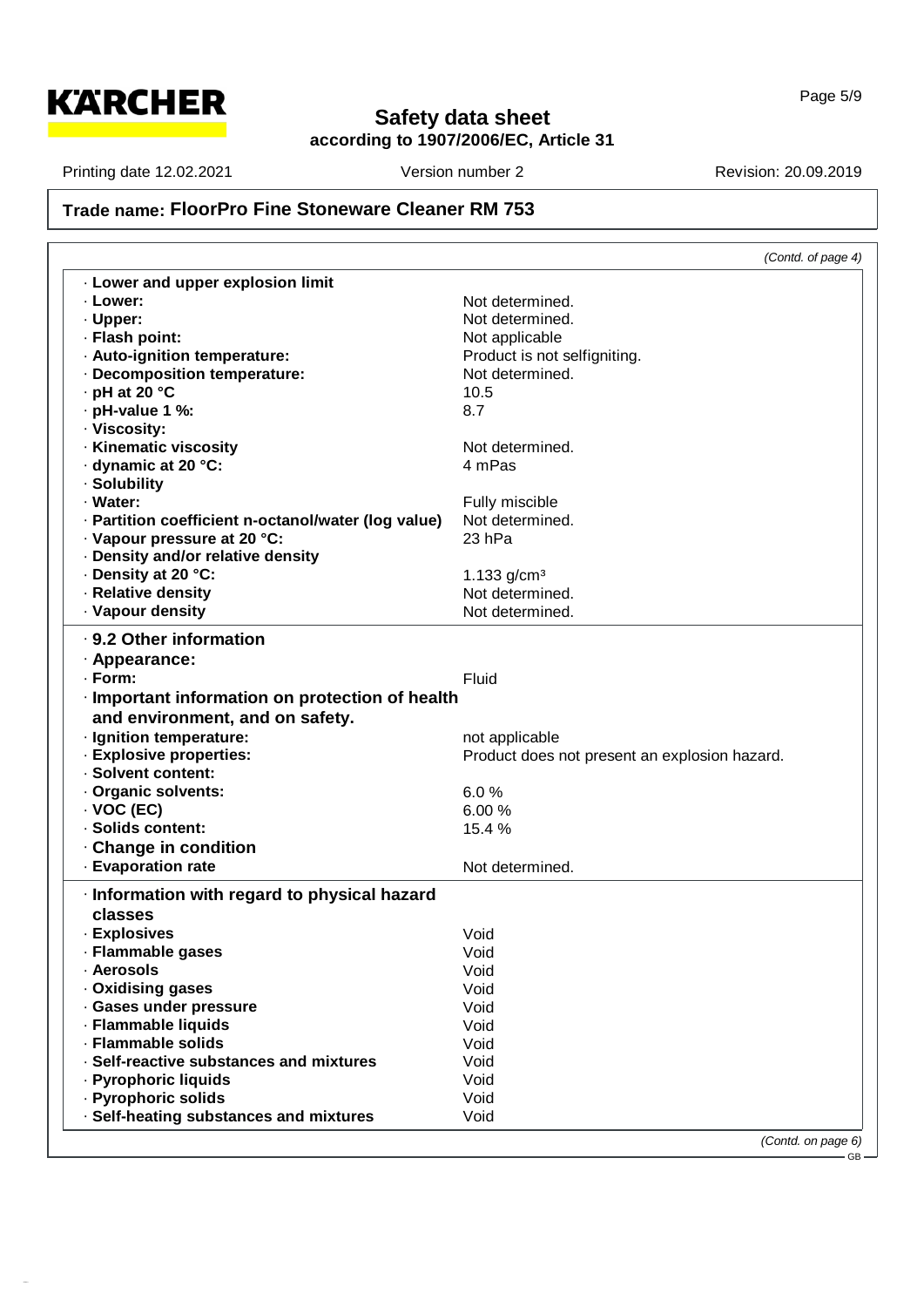**Trade name: FloorPro Fine Stoneware Cleaner RM 753**

*(Contd. of page 4)*

| | |
|---|---|
| · **Lower and upper explosion limit** | |
| · **Lower:** | Not determined. |
| · **Upper:** | Not determined. |
| · **Flash point:** | Not applicable |
| · **Auto-ignition temperature:** | Product is not selfigniting. |
| · **Decomposition temperature:** | Not determined. |
| · **pH at 20 °C** | 10.5 |
| · **pH-value 1 %:** | 8.7 |
| · **Viscosity:** | |
| · **Kinematic viscosity** | Not determined. |
| · **dynamic at 20 °C:** | 4 mPas |
| · **Solubility** | |
| · **Water:** | Fully miscible |
| · **Partition coefficient n-octanol/water (log value)** | Not determined. |
| · **Vapour pressure at 20 °C:** | 23 hPa |
| · **Density and/or relative density** | |
| · **Density at 20 °C:** | 1.133 g/cm³ |
| · **Relative density** | Not determined. |
| · **Vapour density** | Not determined. |

### · 9.2 Other information

| | |
|---|---|
| · **Appearance:** | |
| · **Form:** | Fluid |
| · **Important information on protection of health and environment, and on safety.** | |
| · **Ignition temperature:** | not applicable |
| · **Explosive properties:** | Product does not present an explosion hazard. |
| · **Solvent content:** | |
| · **Organic solvents:** | 6.0 % |
| · **VOC (EC)** | 6.00 % |
| · **Solids content:** | 15.4 % |
| · **Change in condition** | |
| · **Evaporation rate** | Not determined. |

### · Information with regard to physical hazard classes

| | |
|---|---|
| · **Explosives** | Void |
| · **Flammable gases** | Void |
| · **Aerosols** | Void |
| · **Oxidising gases** | Void |
| · **Gases under pressure** | Void |
| · **Flammable liquids** | Void |
| · **Flammable solids** | Void |
| · **Self-reactive substances and mixtures** | Void |
| · **Pyrophoric liquids** | Void |
| · **Pyrophoric solids** | Void |
| · **Self-heating substances and mixtures** | Void |

*(Contd. on page 6)*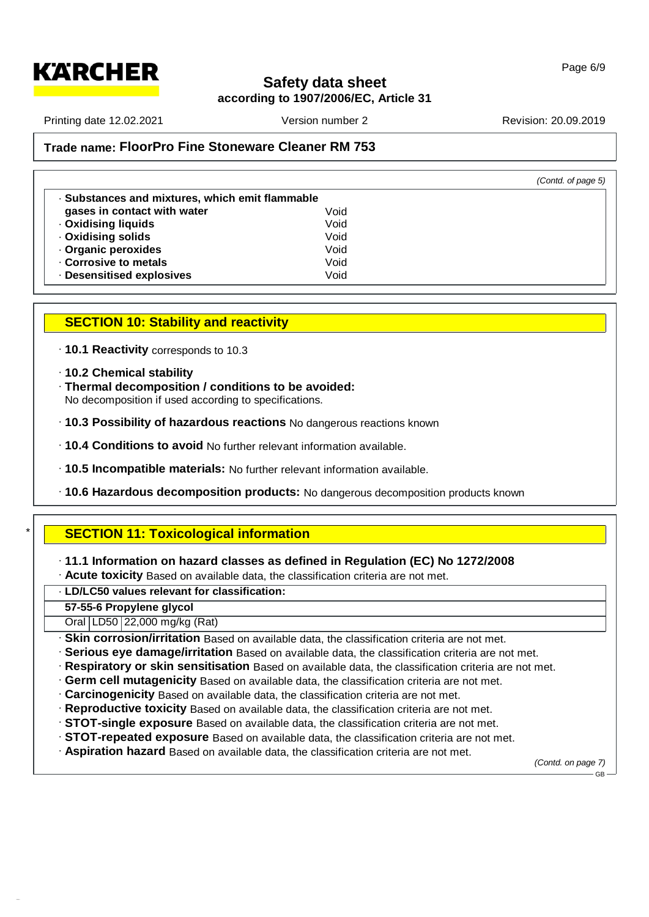*(Contd. of page 5)*

| | |
|---|---|
| · **Substances and mixtures, which emit flammable gases in contact with water** | Void |
| · **Oxidising liquids** | Void |
| · **Oxidising solids** | Void |
| · **Organic peroxides** | Void |
| · **Corrosive to metals** | Void |
| · **Desensitised explosives** | Void |

## SECTION 10: Stability and reactivity

· **10.1 Reactivity** corresponds to 10.3

· **10.2 Chemical stability**
· **Thermal decomposition / conditions to be avoided:**
No decomposition if used according to specifications.

· **10.3 Possibility of hazardous reactions** No dangerous reactions known

· **10.4 Conditions to avoid** No further relevant information available.

· **10.5 Incompatible materials:** No further relevant information available.

· **10.6 Hazardous decomposition products:** No dangerous decomposition products known

## * SECTION 11: Toxicological information

· **11.1 Information on hazard classes as defined in Regulation (EC) No 1272/2008**
· **Acute toxicity** Based on available data, the classification criteria are not met.

| · **LD/LC50 values relevant for classification:** | | |
|---|---|---|
| **57-55-6 Propylene glycol** | | |
| Oral | LD50 | 22,000 mg/kg (Rat) |

· **Skin corrosion/irritation** Based on available data, the classification criteria are not met.
· **Serious eye damage/irritation** Based on available data, the classification criteria are not met.
· **Respiratory or skin sensitisation** Based on available data, the classification criteria are not met.
· **Germ cell mutagenicity** Based on available data, the classification criteria are not met.
· **Carcinogenicity** Based on available data, the classification criteria are not met.
· **Reproductive toxicity** Based on available data, the classification criteria are not met.
· **STOT-single exposure** Based on available data, the classification criteria are not met.
· **STOT-repeated exposure** Based on available data, the classification criteria are not met.
· **Aspiration hazard** Based on available data, the classification criteria are not met.

*(Contd. on page 7)*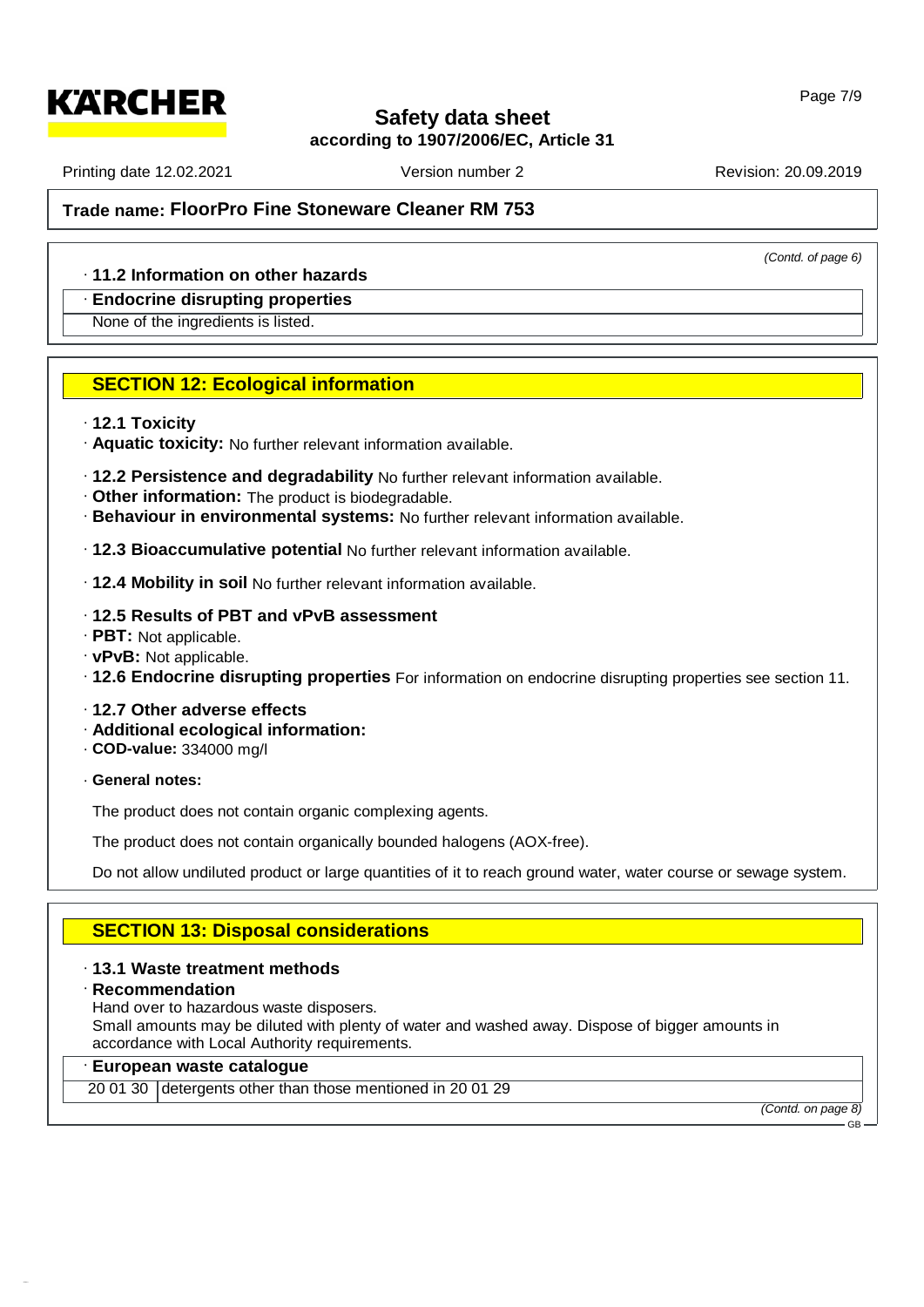**Trade name: FloorPro Fine Stoneware Cleaner RM 753**

*(Contd. of page 6)*

· **11.2 Information on other hazards**

· **Endocrine disrupting properties**

None of the ingredients is listed.

## SECTION 12: Ecological information

· **12.1 Toxicity**

· **Aquatic toxicity:** No further relevant information available.

· **12.2 Persistence and degradability** No further relevant information available.

· **Other information:** The product is biodegradable.

· **Behaviour in environmental systems:** No further relevant information available.

· **12.3 Bioaccumulative potential** No further relevant information available.

· **12.4 Mobility in soil** No further relevant information available.

· **12.5 Results of PBT and vPvB assessment**

· **PBT:** Not applicable.

· **vPvB:** Not applicable.

· **12.6 Endocrine disrupting properties** For information on endocrine disrupting properties see section 11.

· **12.7 Other adverse effects**

· **Additional ecological information:**

· **COD-value:** 334000 mg/l

· **General notes:**

The product does not contain organic complexing agents.

The product does not contain organically bounded halogens (AOX-free).

Do not allow undiluted product or large quantities of it to reach ground water, water course or sewage system.

## SECTION 13: Disposal considerations

· **13.1 Waste treatment methods**

· **Recommendation**

Hand over to hazardous waste disposers.
Small amounts may be diluted with plenty of water and washed away. Dispose of bigger amounts in accordance with Local Authority requirements.

· **European waste catalogue**

| | |
|---|---|
| 20 01 30 | detergents other than those mentioned in 20 01 29 |

*(Contd. on page 8)*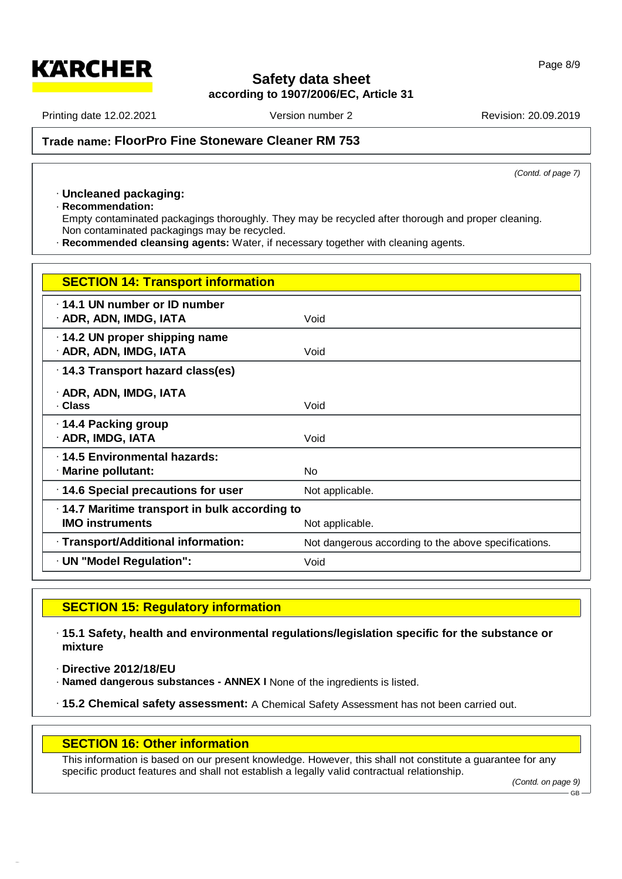*(Contd. of page 7)*

· **Uncleaned packaging:**

· **Recommendation:**

Empty contaminated packagings thoroughly. They may be recycled after thorough and proper cleaning.
Non contaminated packagings may be recycled.

· **Recommended cleansing agents:** Water, if necessary together with cleaning agents.

## SECTION 14: Transport information

| | |
|---|---|
| · **14.1 UN number or ID number**<br>· **ADR, ADN, IMDG, IATA** | Void |
| · **14.2 UN proper shipping name**<br>· **ADR, ADN, IMDG, IATA** | Void |
| · **14.3 Transport hazard class(es)** | |
| · **ADR, ADN, IMDG, IATA**<br>· **Class** | Void |
| · **14.4 Packing group**<br>· **ADR, IMDG, IATA** | Void |
| · **14.5 Environmental hazards:**<br>· **Marine pollutant:** | No |
| · **14.6 Special precautions for user** | Not applicable. |
| · **14.7 Maritime transport in bulk according to IMO instruments** | Not applicable. |
| · **Transport/Additional information:** | Not dangerous according to the above specifications. |
| · **UN "Model Regulation":** | Void |

## SECTION 15: Regulatory information

· **15.1 Safety, health and environmental regulations/legislation specific for the substance or mixture**

· **Directive 2012/18/EU**

· **Named dangerous substances - ANNEX I** None of the ingredients is listed.

· **15.2 Chemical safety assessment:** A Chemical Safety Assessment has not been carried out.

## SECTION 16: Other information

This information is based on our present knowledge. However, this shall not constitute a guarantee for any specific product features and shall not establish a legally valid contractual relationship.

*(Contd. on page 9)*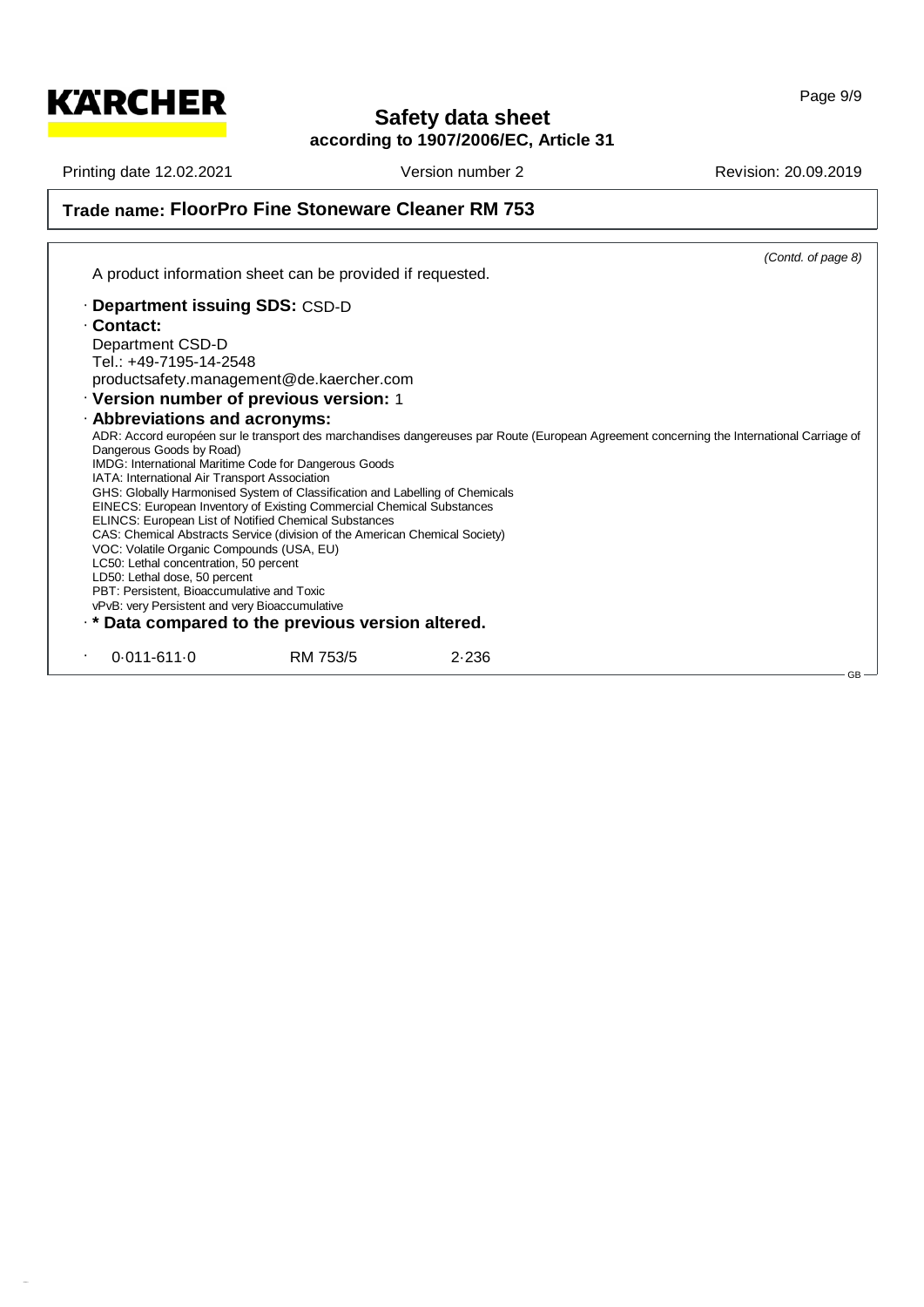*(Contd. of page 8)*

A product information sheet can be provided if requested.

· **Department issuing SDS:** CSD-D

· **Contact:**
Department CSD-D
Tel.: +49-7195-14-2548
productsafety.management@de.kaercher.com

· **Version number of previous version:** 1

· **Abbreviations and acronyms:**
ADR: Accord européen sur le transport des marchandises dangereuses par Route (European Agreement concerning the International Carriage of Dangerous Goods by Road)
IMDG: International Maritime Code for Dangerous Goods
IATA: International Air Transport Association
GHS: Globally Harmonised System of Classification and Labelling of Chemicals
EINECS: European Inventory of Existing Commercial Chemical Substances
ELINCS: European List of Notified Chemical Substances
CAS: Chemical Abstracts Service (division of the American Chemical Society)
VOC: Volatile Organic Compounds (USA, EU)
LC50: Lethal concentration, 50 percent
LD50: Lethal dose, 50 percent
PBT: Persistent, Bioaccumulative and Toxic
vPvB: very Persistent and very Bioaccumulative

· **\* Data compared to the previous version altered.**

· 0·011-611·0 RM 753/5 2·236